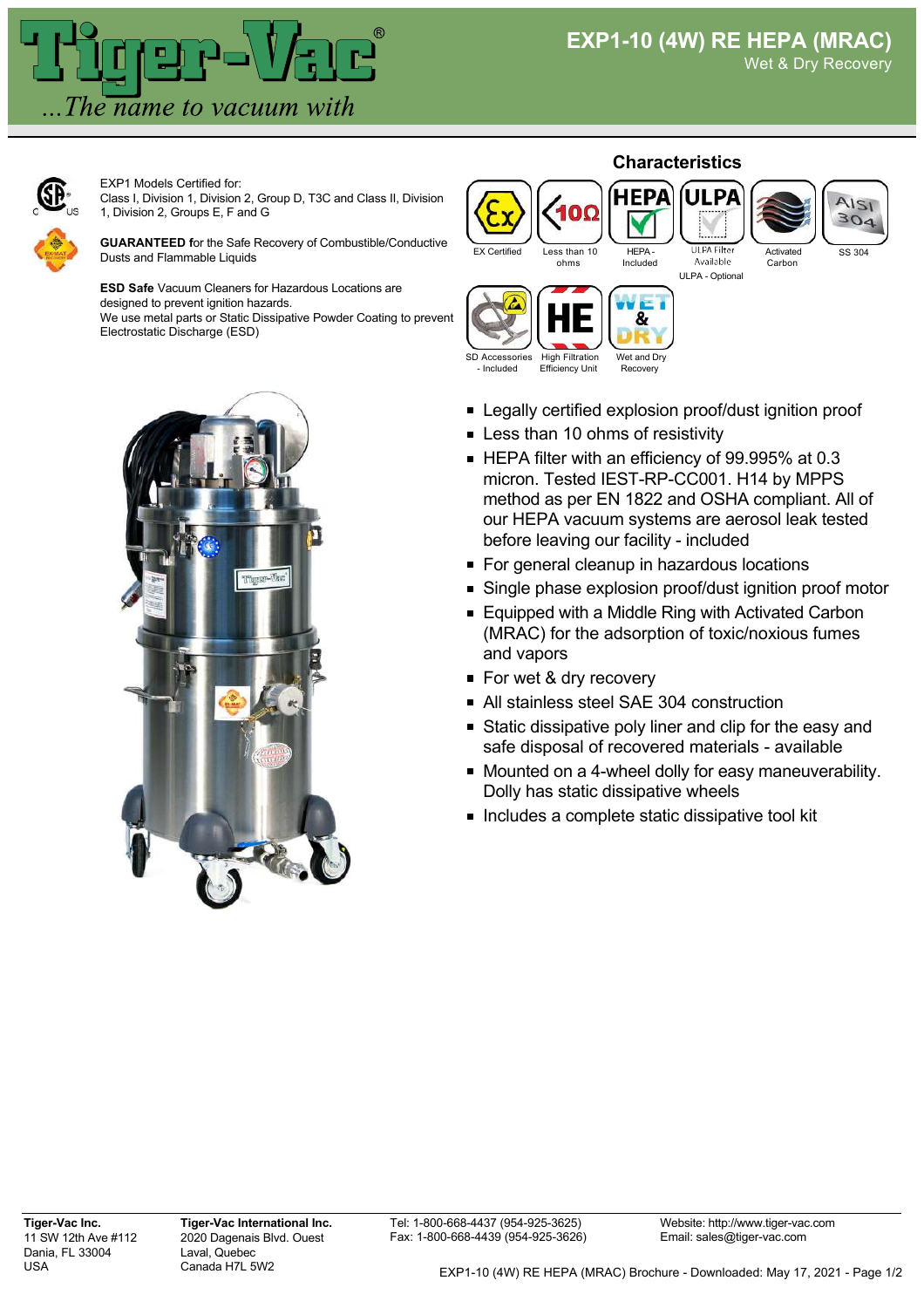# EXP1-10 (4W) RE HEPA (MRAC)

Wet & Dry Recovery

EXP1 Models Certified for:
Class I, Division 1, Division 2, Group D, T3C and Class II, Division 1, Division 2, Groups E, F and G

**GUARANTEED f**or the Safe Recovery of Combustible/Conductive Dusts and Flammable Liquids

**ESD Safe** Vacuum Cleaners for Hazardous Locations are designed to prevent ignition hazards.
We use metal parts or Static Dissipative Powder Coating to prevent Electrostatic Discharge (ESD)

## Characteristics

- EX Certified
- Less than 10 ohms
- HEPA - Included
- ULPA Filter Available — ULPA - Optional
- Activated Carbon
- SS 304
- SD Accessories - Included
- High Filtration Efficiency Unit
- Wet and Dry Recovery

---

- Legally certified explosion proof/dust ignition proof
- Less than 10 ohms of resistivity
- HEPA filter with an efficiency of 99.995% at 0.3 micron. Tested IEST-RP-CC001. H14 by MPPS method as per EN 1822 and OSHA compliant. All of our HEPA vacuum systems are aerosol leak tested before leaving our facility - included
- For general cleanup in hazardous locations
- Single phase explosion proof/dust ignition proof motor
- Equipped with a Middle Ring with Activated Carbon (MRAC) for the adsorption of toxic/noxious fumes and vapors
- For wet & dry recovery
- All stainless steel SAE 304 construction
- Static dissipative poly liner and clip for the easy and safe disposal of recovered materials - available
- Mounted on a 4-wheel dolly for easy maneuverability. Dolly has static dissipative wheels
- Includes a complete static dissipative tool kit

**Tiger-Vac Inc.**
11 SW 12th Ave #112
Dania, FL 33004
USA

**Tiger-Vac International Inc.**
2020 Dagenais Blvd. Ouest
Laval, Quebec
Canada H7L 5W2

Tel: 1-800-668-4437 (954-925-3625)
Fax: 1-800-668-4439 (954-925-3626)

Website: http://www.tiger-vac.com
Email: sales@tiger-vac.com

EXP1-10 (4W) RE HEPA (MRAC) Brochure - Downloaded: May 17, 2021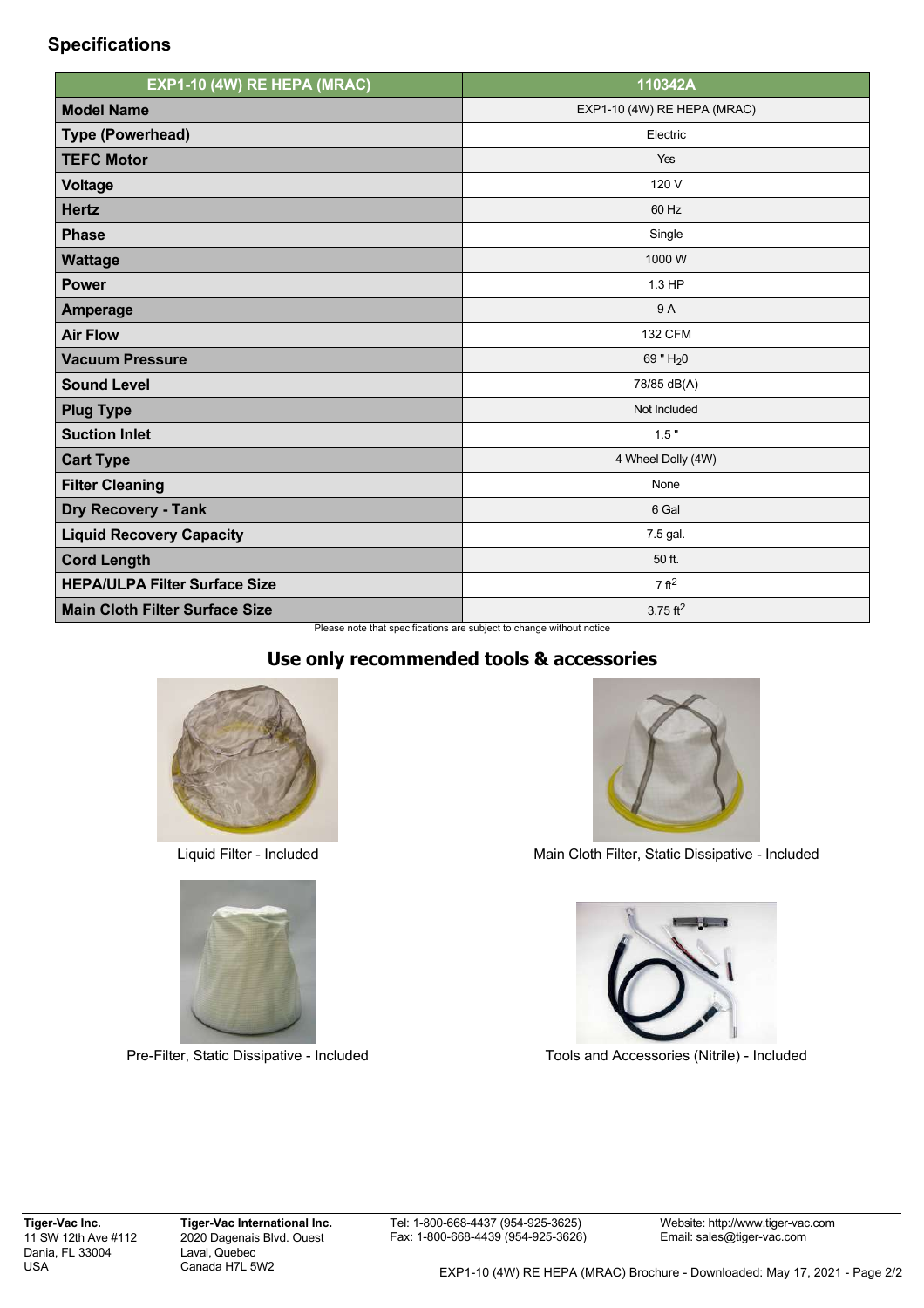## Specifications

| EXP1-10 (4W) RE HEPA (MRAC) | 110342A |
|---|---|
| **Model Name** | EXP1-10 (4W) RE HEPA (MRAC) |
| **Type (Powerhead)** | Electric |
| **TEFC Motor** | Yes |
| **Voltage** | 120 V |
| **Hertz** | 60 Hz |
| **Phase** | Single |
| **Wattage** | 1000 W |
| **Power** | 1.3 HP |
| **Amperage** | 9 A |
| **Air Flow** | 132 CFM |
| **Vacuum Pressure** | 69 " $H_20$ |
| **Sound Level** | 78/85 dB(A) |
| **Plug Type** | Not Included |
| **Suction Inlet** | 1.5 " |
| **Cart Type** | 4 Wheel Dolly (4W) |
| **Filter Cleaning** | None |
| **Dry Recovery - Tank** | 6 Gal |
| **Liquid Recovery Capacity** | 7.5 gal. |
| **Cord Length** | 50 ft. |
| **HEPA/ULPA Filter Surface Size** | 7 $ft^2$ |
| **Main Cloth Filter Surface Size** | 3.75 $ft^2$ |

Please note that specifications are subject to change without notice

## Use only recommended tools & accessories

Liquid Filter - Included

Main Cloth Filter, Static Dissipative - Included

Pre-Filter, Static Dissipative - Included

Tools and Accessories (Nitrile) - Included

**Tiger-Vac Inc.**
11 SW 12th Ave #112
Dania, FL 33004
USA

**Tiger-Vac International Inc.**
2020 Dagenais Blvd. Ouest
Laval, Quebec
Canada H7L 5W2

Tel: 1-800-668-4437 (954-925-3625)
Fax: 1-800-668-4439 (954-925-3626)

Website: http://www.tiger-vac.com
Email: sales@tiger-vac.com